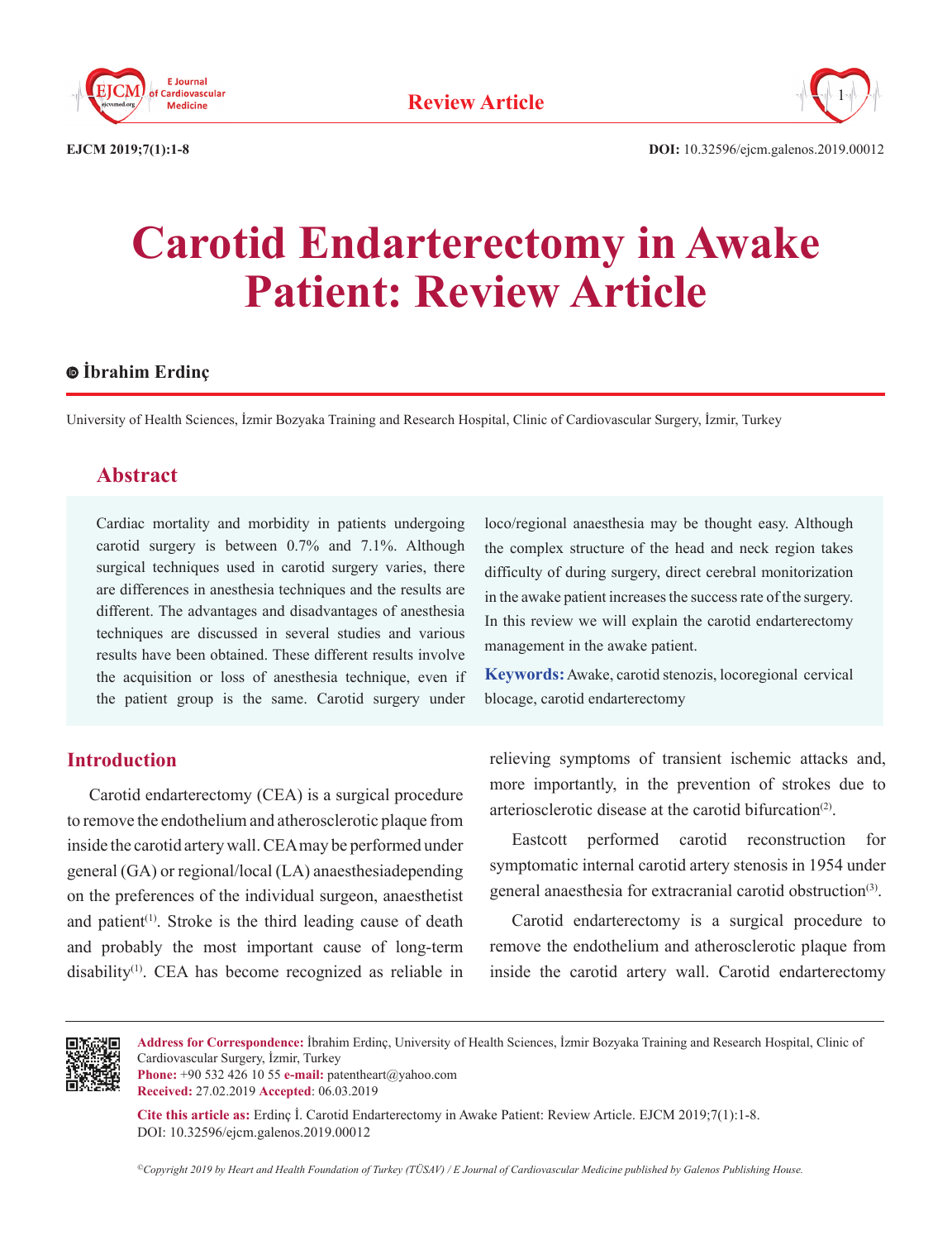Review Article

# Carotid Endarterectomy in Awake Patient: Review Article

İbrahim Erdinç

University of Health Sciences, İzmir Bozyaka Training and Research Hospital, Clinic of Cardiovascular Surgery, İzmir, Turkey

## Abstract

Cardiac mortality and morbidity in patients undergoing carotid surgery is between 0.7% and 7.1%. Although surgical techniques used in carotid surgery varies, there are differences in anesthesia techniques and the results are different. The advantages and disadvantages of anesthesia techniques are discussed in several studies and various results have been obtained. These different results involve the acquisition or loss of anesthesia technique, even if the patient group is the same. Carotid surgery under loco/regional anaesthesia may be thought easy. Although the complex structure of the head and neck region takes difficulty of during surgery, direct cerebral monitorization in the awake patient increases the success rate of the surgery. In this review we will explain the carotid endarterectomy management in the awake patient.

**Keywords:** Awake, carotid stenozis, locoregional cervical blocage, carotid endarterectomy

## Introduction

Carotid endarterectomy (CEA) is a surgical procedure to remove the endothelium and atherosclerotic plaque from inside the carotid artery wall. CEA may be performed under general (GA) or regional/local (LA) anaesthesiadepending on the preferences of the individual surgeon, anaesthetist and patient[1]. Stroke is the third leading cause of death and probably the most important cause of long-term disability[1]. CEA has become recognized as reliable in relieving symptoms of transient ischemic attacks and, more importantly, in the prevention of strokes due to arteriosclerotic disease at the carotid bifurcation[2].

Eastcott performed carotid reconstruction for symptomatic internal carotid artery stenosis in 1954 under general anaesthesia for extracranial carotid obstruction[3].

Carotid endarterectomy is a surgical procedure to remove the endothelium and atherosclerotic plaque from inside the carotid artery wall. Carotid endarterectomy

**Address for Correspondence:** İbrahim Erdinç, University of Health Sciences, İzmir Bozyaka Training and Research Hospital, Clinic of Cardiovascular Surgery, İzmir, Turkey
**Phone:** +90 532 426 10 55 **e-mail:** patentheart@yahoo.com
**Received:** 27.02.2019 **Accepted**: 06.03.2019

**Cite this article as:** Erdinç İ. Carotid Endarterectomy in Awake Patient: Review Article. EJCM 2019;7(1):1-8.
DOI: 10.32596/ejcm.galenos.2019.00012

*©Copyright 2019 by Heart and Health Foundation of Turkey (TÜSAV) / E Journal of Cardiovascular Medicine published by Galenos Publishing House.*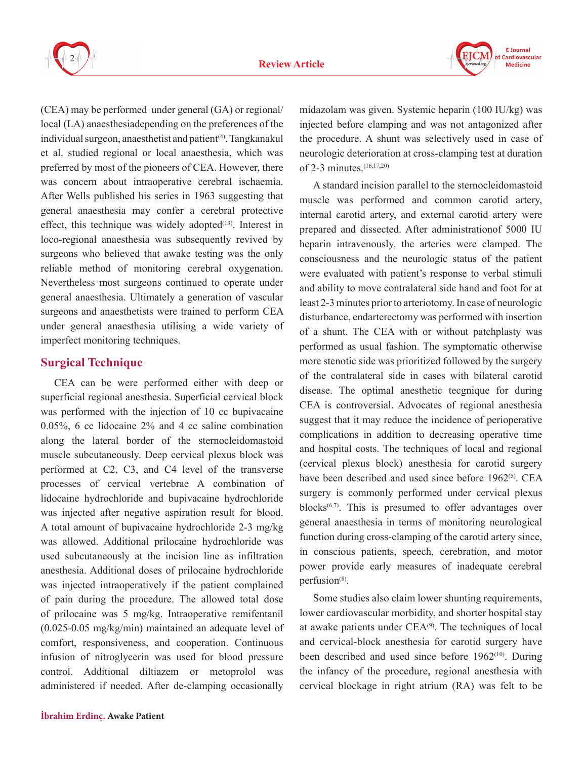(CEA) may be performed under general (GA) or regional/ local (LA) anaesthesiadepending on the preferences of the individual surgeon, anaesthetist and patient[4]. Tangkanakul et al. studied regional or local anaesthesia, which was preferred by most of the pioneers of CEA. However, there was concern about intraoperative cerebral ischaemia. After Wells published his series in 1963 suggesting that general anaesthesia may confer a cerebral protective effect, this technique was widely adopted[13]. Interest in loco-regional anaesthesia was subsequently revived by surgeons who believed that awake testing was the only reliable method of monitoring cerebral oxygenation. Nevertheless most surgeons continued to operate under general anaesthesia. Ultimately a generation of vascular surgeons and anaesthetists were trained to perform CEA under general anaesthesia utilising a wide variety of imperfect monitoring techniques.

## Surgical Technique

CEA can be were performed either with deep or superficial regional anesthesia. Superficial cervical block was performed with the injection of 10 cc bupivacaine 0.05%, 6 cc lidocaine 2% and 4 cc saline combination along the lateral border of the sternocleidomastoid muscle subcutaneously. Deep cervical plexus block was performed at C2, C3, and C4 level of the transverse processes of cervical vertebrae A combination of lidocaine hydrochloride and bupivacaine hydrochloride was injected after negative aspiration result for blood. A total amount of bupivacaine hydrochloride 2-3 mg/kg was allowed. Additional prilocaine hydrochloride was used subcutaneously at the incision line as infiltration anesthesia. Additional doses of prilocaine hydrochloride was injected intraoperatively if the patient complained of pain during the procedure. The allowed total dose of prilocaine was 5 mg/kg. Intraoperative remifentanil (0.025-0.05 mg/kg/min) maintained an adequate level of comfort, responsiveness, and cooperation. Continuous infusion of nitroglycerin was used for blood pressure control. Additional diltiazem or metoprolol was administered if needed. After de-clamping occasionally midazolam was given. Systemic heparin (100 IU/kg) was injected before clamping and was not antagonized after the procedure. A shunt was selectively used in case of neurologic deterioration at cross-clamping test at duration of 2-3 minutes.[16,17,20]

A standard incision parallel to the sternocleidomastoid muscle was performed and common carotid artery, internal carotid artery, and external carotid artery were prepared and dissected. After administrationof 5000 IU heparin intravenously, the arteries were clamped. The consciousness and the neurologic status of the patient were evaluated with patient's response to verbal stimuli and ability to move contralateral side hand and foot for at least 2-3 minutes prior to arteriotomy. In case of neurologic disturbance, endarterectomy was performed with insertion of a shunt. The CEA with or without patchplasty was performed as usual fashion. The symptomatic otherwise more stenotic side was prioritized followed by the surgery of the contralateral side in cases with bilateral carotid disease. The optimal anesthetic tecgnique for during CEA is controversial. Advocates of regional anesthesia suggest that it may reduce the incidence of perioperative complications in addition to decreasing operative time and hospital costs. The techniques of local and regional (cervical plexus block) anesthesia for carotid surgery have been described and used since before 1962[5]. CEA surgery is commonly performed under cervical plexus blocks[6,7]. This is presumed to offer advantages over general anaesthesia in terms of monitoring neurological function during cross-clamping of the carotid artery since, in conscious patients, speech, cerebration, and motor power provide early measures of inadequate cerebral perfusion[8].

Some studies also claim lower shunting requirements, lower cardiovascular morbidity, and shorter hospital stay at awake patients under CEA[9]. The techniques of local and cervical-block anesthesia for carotid surgery have been described and used since before 1962[10]. During the infancy of the procedure, regional anesthesia with cervical blockage in right atrium (RA) was felt to be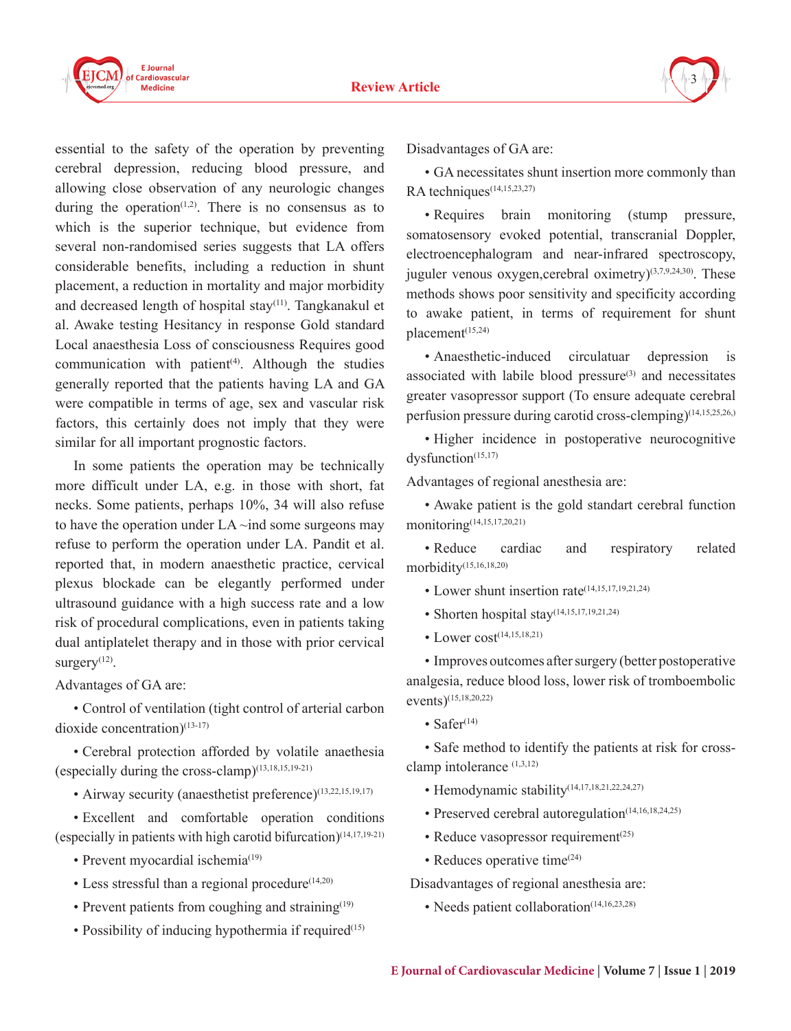essential to the safety of the operation by preventing cerebral depression, reducing blood pressure, and allowing close observation of any neurologic changes during the operation[1,2]. There is no consensus as to which is the superior technique, but evidence from several non-randomised series suggests that LA offers considerable benefits, including a reduction in shunt placement, a reduction in mortality and major morbidity and decreased length of hospital stay[11]. Tangkanakul et al. Awake testing Hesitancy in response Gold standard Local anaesthesia Loss of consciousness Requires good communication with patient[4]. Although the studies generally reported that the patients having LA and GA were compatible in terms of age, sex and vascular risk factors, this certainly does not imply that they were similar for all important prognostic factors.

In some patients the operation may be technically more difficult under LA, e.g. in those with short, fat necks. Some patients, perhaps 10%, 34 will also refuse to have the operation under LA ~ind some surgeons may refuse to perform the operation under LA. Pandit et al. reported that, in modern anaesthetic practice, cervical plexus blockade can be elegantly performed under ultrasound guidance with a high success rate and a low risk of procedural complications, even in patients taking dual antiplatelet therapy and in those with prior cervical surgery[12].

Advantages of GA are:

- Control of ventilation (tight control of arterial carbon dioxide concentration)[13-17]
- Cerebral protection afforded by volatile anaethesia (especially during the cross-clamp)[13,18,15,19-21]
- Airway security (anaesthetist preference)[13,22,15,19,17]
- Excellent and comfortable operation conditions (especially in patients with high carotid bifurcation)[14,17,19-21]
- Prevent myocardial ischemia[19]
- Less stressful than a regional procedure[14,20]
- Prevent patients from coughing and straining[19]
- Possibility of inducing hypothermia if required[15]

Disadvantages of GA are:

- GA necessitates shunt insertion more commonly than RA techniques[14,15,23,27]
- Requires brain monitoring (stump pressure, somatosensory evoked potential, transcranial Doppler, electroencephalogram and near-infrared spectroscopy, juguler venous oxygen,cerebral oximetry)[3,7,9,24,30]. These methods shows poor sensitivity and specificity according to awake patient, in terms of requirement for shunt placement[15,24]
- Anaesthetic-induced circulatuar depression is associated with labile blood pressure[3] and necessitates greater vasopressor support (To ensure adequate cerebral perfusion pressure during carotid cross-clemping)[14,15,25,26,]
- Higher incidence in postoperative neurocognitive dysfunction[15,17]

Advantages of regional anesthesia are:

- Awake patient is the gold standart cerebral function monitoring[14,15,17,20,21]
- Reduce cardiac and respiratory related morbidity[15,16,18,20]
- Lower shunt insertion rate[14,15,17,19,21,24]
- Shorten hospital stay[14,15,17,19,21,24]
- Lower cost[14,15,18,21]
- Improves outcomes after surgery (better postoperative analgesia, reduce blood loss, lower risk of tromboembolic events)[15,18,20,22]
- Safer[14]
- Safe method to identify the patients at risk for cross-clamp intolerance [1,3,12]
- Hemodynamic stability[14,17,18,21,22,24,27]
- Preserved cerebral autoregulation[14,16,18,24,25]
- Reduce vasopressor requirement[25]
- Reduces operative time[24]

Disadvantages of regional anesthesia are:

- Needs patient collaboration[14,16,23,28]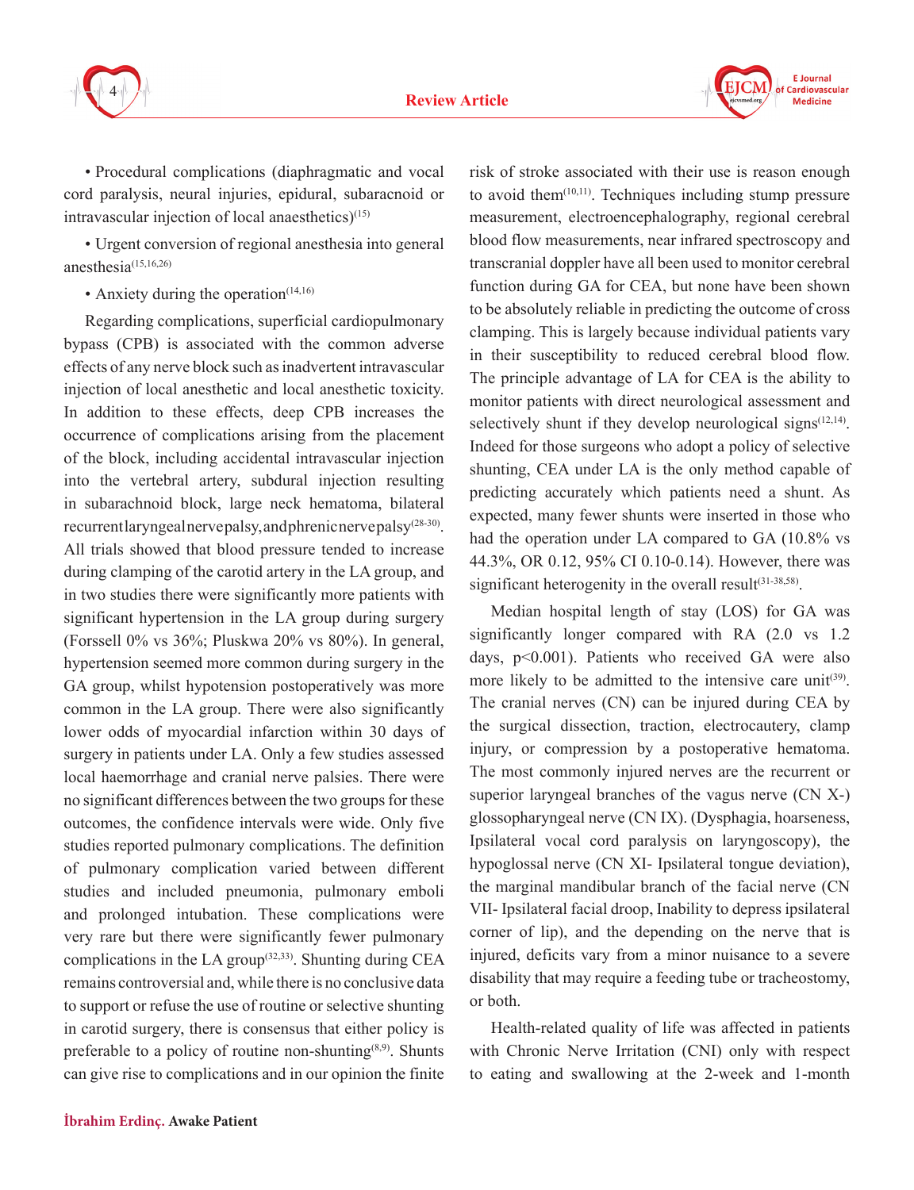• Procedural complications (diaphragmatic and vocal cord paralysis, neural injuries, epidural, subaracnoid or intravascular injection of local anaesthetics)[15]

• Urgent conversion of regional anesthesia into general anesthesia[15,16,26]

• Anxiety during the operation[14,16]

Regarding complications, superficial cardiopulmonary bypass (CPB) is associated with the common adverse effects of any nerve block such as inadvertent intravascular injection of local anesthetic and local anesthetic toxicity. In addition to these effects, deep CPB increases the occurrence of complications arising from the placement of the block, including accidental intravascular injection into the vertebral artery, subdural injection resulting in subarachnoid block, large neck hematoma, bilateral recurrent laryngeal nerve palsy, and phrenic nerve palsy[28-30]. All trials showed that blood pressure tended to increase during clamping of the carotid artery in the LA group, and in two studies there were significantly more patients with significant hypertension in the LA group during surgery (Forssell 0% vs 36%; Pluskwa 20% vs 80%). In general, hypertension seemed more common during surgery in the GA group, whilst hypotension postoperatively was more common in the LA group. There were also significantly lower odds of myocardial infarction within 30 days of surgery in patients under LA. Only a few studies assessed local haemorrhage and cranial nerve palsies. There were no significant differences between the two groups for these outcomes, the confidence intervals were wide. Only five studies reported pulmonary complications. The definition of pulmonary complication varied between different studies and included pneumonia, pulmonary emboli and prolonged intubation. These complications were very rare but there were significantly fewer pulmonary complications in the LA group[32,33]. Shunting during CEA remains controversial and, while there is no conclusive data to support or refuse the use of routine or selective shunting in carotid surgery, there is consensus that either policy is preferable to a policy of routine non-shunting[8,9]. Shunts can give rise to complications and in our opinion the finite risk of stroke associated with their use is reason enough to avoid them[10,11]. Techniques including stump pressure measurement, electroencephalography, regional cerebral blood flow measurements, near infrared spectroscopy and transcranial doppler have all been used to monitor cerebral function during GA for CEA, but none have been shown to be absolutely reliable in predicting the outcome of cross clamping. This is largely because individual patients vary in their susceptibility to reduced cerebral blood flow. The principle advantage of LA for CEA is the ability to monitor patients with direct neurological assessment and selectively shunt if they develop neurological signs[12,14]. Indeed for those surgeons who adopt a policy of selective shunting, CEA under LA is the only method capable of predicting accurately which patients need a shunt. As expected, many fewer shunts were inserted in those who had the operation under LA compared to GA (10.8% vs 44.3%, OR 0.12, 95% CI 0.10-0.14). However, there was significant heterogenity in the overall result[31-38,58].

Median hospital length of stay (LOS) for GA was significantly longer compared with RA (2.0 vs 1.2 days, $p<0.001$). Patients who received GA were also more likely to be admitted to the intensive care unit[39]. The cranial nerves (CN) can be injured during CEA by the surgical dissection, traction, electrocautery, clamp injury, or compression by a postoperative hematoma. The most commonly injured nerves are the recurrent or superior laryngeal branches of the vagus nerve (CN X-) glossopharyngeal nerve (CN IX). (Dysphagia, hoarseness, Ipsilateral vocal cord paralysis on laryngoscopy), the hypoglossal nerve (CN XI- Ipsilateral tongue deviation), the marginal mandibular branch of the facial nerve (CN VII- Ipsilateral facial droop, Inability to depress ipsilateral corner of lip), and the depending on the nerve that is injured, deficits vary from a minor nuisance to a severe disability that may require a feeding tube or tracheostomy, or both.

Health-related quality of life was affected in patients with Chronic Nerve Irritation (CNI) only with respect to eating and swallowing at the 2-week and 1-month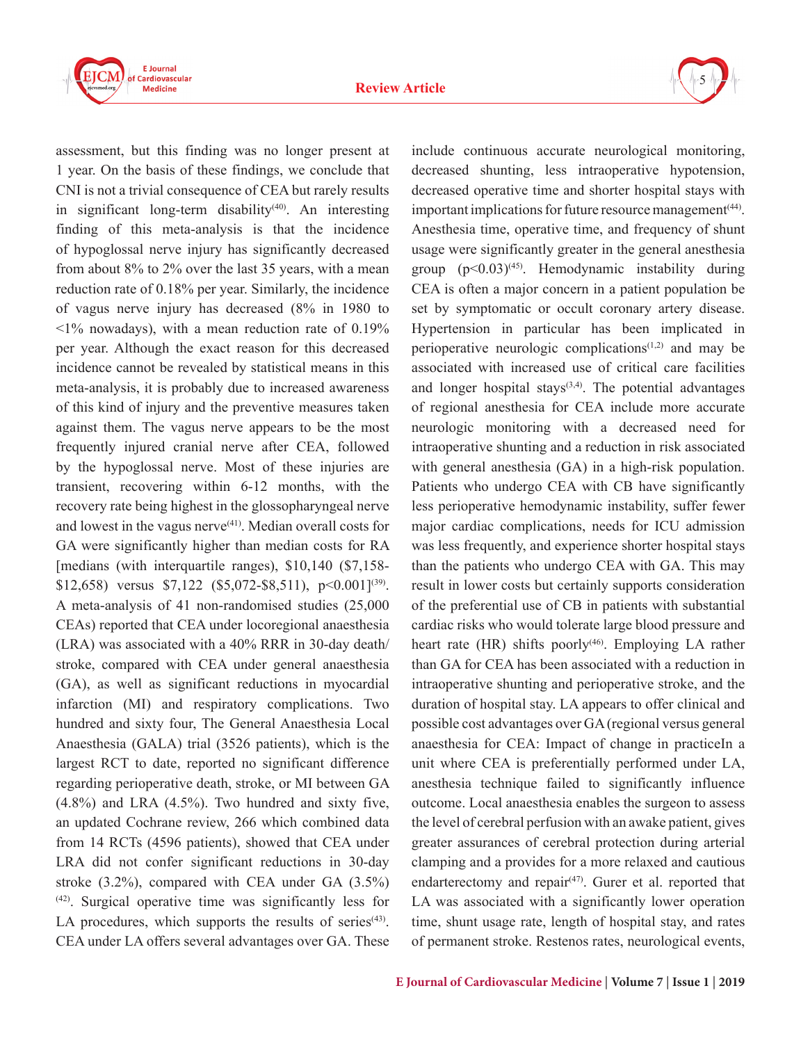assessment, but this finding was no longer present at 1 year. On the basis of these findings, we conclude that CNI is not a trivial consequence of CEA but rarely results in significant long-term disability[40]. An interesting finding of this meta-analysis is that the incidence of hypoglossal nerve injury has significantly decreased from about 8% to 2% over the last 35 years, with a mean reduction rate of 0.18% per year. Similarly, the incidence of vagus nerve injury has decreased (8% in 1980 to <1% nowadays), with a mean reduction rate of 0.19% per year. Although the exact reason for this decreased incidence cannot be revealed by statistical means in this meta-analysis, it is probably due to increased awareness of this kind of injury and the preventive measures taken against them. The vagus nerve appears to be the most frequently injured cranial nerve after CEA, followed by the hypoglossal nerve. Most of these injuries are transient, recovering within 6-12 months, with the recovery rate being highest in the glossopharyngeal nerve and lowest in the vagus nerve[41]. Median overall costs for GA were significantly higher than median costs for RA [medians (with interquartile ranges), $10,140 ($7,158-$12,658) versus $7,122 ($5,072-$8,511), $p<0.001$][39]. A meta-analysis of 41 non-randomised studies (25,000 CEAs) reported that CEA under locoregional anaesthesia (LRA) was associated with a 40% RRR in 30-day death/stroke, compared with CEA under general anaesthesia (GA), as well as significant reductions in myocardial infarction (MI) and respiratory complications. Two hundred and sixty four, The General Anaesthesia Local Anaesthesia (GALA) trial (3526 patients), which is the largest RCT to date, reported no significant difference regarding perioperative death, stroke, or MI between GA (4.8%) and LRA (4.5%). Two hundred and sixty five, an updated Cochrane review, 266 which combined data from 14 RCTs (4596 patients), showed that CEA under LRA did not confer significant reductions in 30-day stroke (3.2%), compared with CEA under GA (3.5%) [42]. Surgical operative time was significantly less for LA procedures, which supports the results of series[43]. CEA under LA offers several advantages over GA. These include continuous accurate neurological monitoring, decreased shunting, less intraoperative hypotension, decreased operative time and shorter hospital stays with important implications for future resource management[44]. Anesthesia time, operative time, and frequency of shunt usage were significantly greater in the general anesthesia group ($p<0.03$)[45]. Hemodynamic instability during CEA is often a major concern in a patient population be set by symptomatic or occult coronary artery disease. Hypertension in particular has been implicated in perioperative neurologic complications[1,2] and may be associated with increased use of critical care facilities and longer hospital stays[3,4]. The potential advantages of regional anesthesia for CEA include more accurate neurologic monitoring with a decreased need for intraoperative shunting and a reduction in risk associated with general anesthesia (GA) in a high-risk population. Patients who undergo CEA with CB have significantly less perioperative hemodynamic instability, suffer fewer major cardiac complications, needs for ICU admission was less frequently, and experience shorter hospital stays than the patients who undergo CEA with GA. This may result in lower costs but certainly supports consideration of the preferential use of CB in patients with substantial cardiac risks who would tolerate large blood pressure and heart rate (HR) shifts poorly[46]. Employing LA rather than GA for CEA has been associated with a reduction in intraoperative shunting and perioperative stroke, and the duration of hospital stay. LA appears to offer clinical and possible cost advantages over GA (regional versus general anaesthesia for CEA: Impact of change in practiceIn a unit where CEA is preferentially performed under LA, anesthesia technique failed to significantly influence outcome. Local anaesthesia enables the surgeon to assess the level of cerebral perfusion with an awake patient, gives greater assurances of cerebral protection during arterial clamping and a provides for a more relaxed and cautious endarterectomy and repair[47]. Gurer et al. reported that LA was associated with a significantly lower operation time, shunt usage rate, length of hospital stay, and rates of permanent stroke. Restenos rates, neurological events,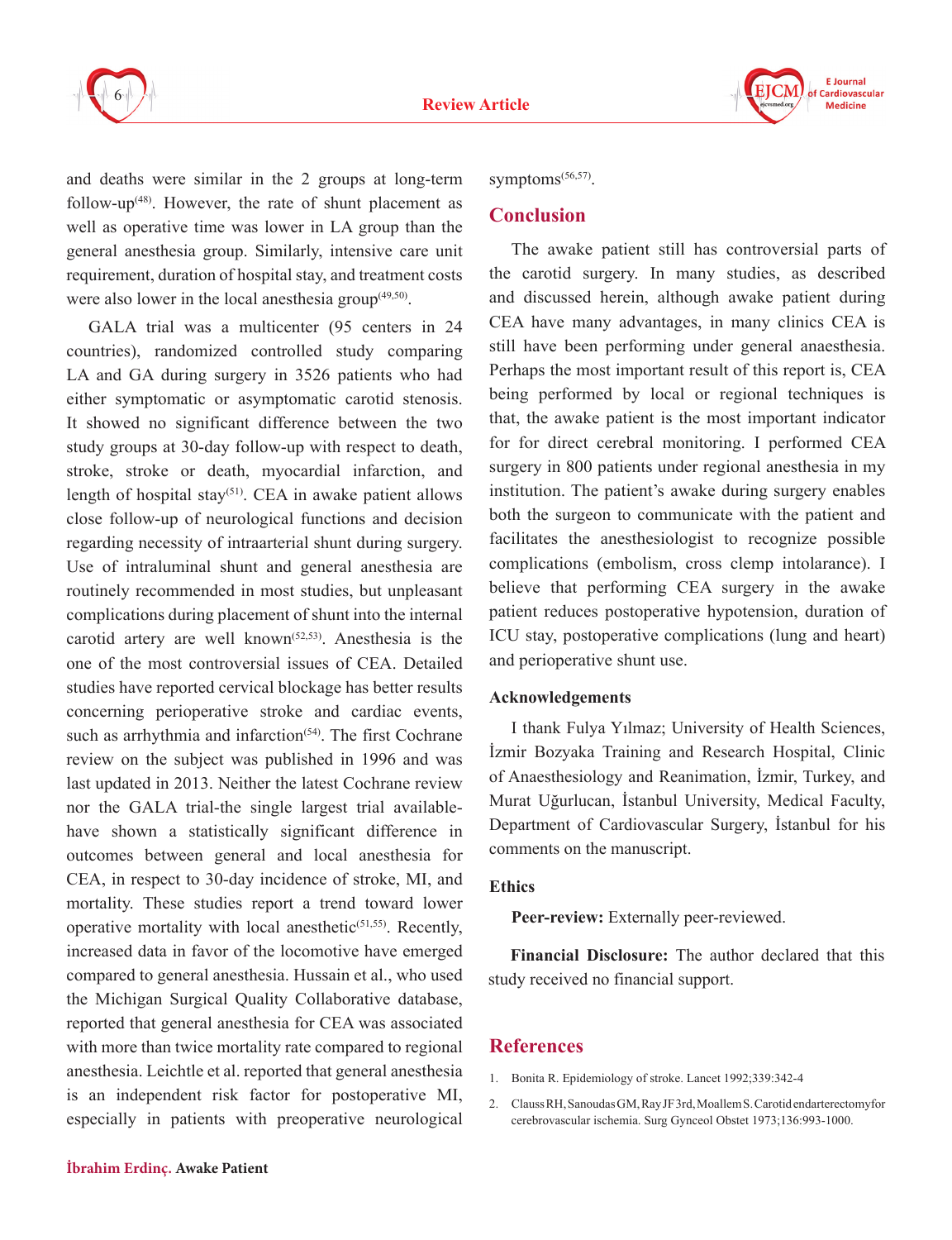and deaths were similar in the 2 groups at long-term follow-up[48]. However, the rate of shunt placement as well as operative time was lower in LA group than the general anesthesia group. Similarly, intensive care unit requirement, duration of hospital stay, and treatment costs were also lower in the local anesthesia group[49,50].

GALA trial was a multicenter (95 centers in 24 countries), randomized controlled study comparing LA and GA during surgery in 3526 patients who had either symptomatic or asymptomatic carotid stenosis. It showed no significant difference between the two study groups at 30-day follow-up with respect to death, stroke, stroke or death, myocardial infarction, and length of hospital stay[51]. CEA in awake patient allows close follow-up of neurological functions and decision regarding necessity of intraarterial shunt during surgery. Use of intraluminal shunt and general anesthesia are routinely recommended in most studies, but unpleasant complications during placement of shunt into the internal carotid artery are well known[52,53]. Anesthesia is the one of the most controversial issues of CEA. Detailed studies have reported cervical blockage has better results concerning perioperative stroke and cardiac events, such as arrhythmia and infarction[54]. The first Cochrane review on the subject was published in 1996 and was last updated in 2013. Neither the latest Cochrane review nor the GALA trial-the single largest trial available-have shown a statistically significant difference in outcomes between general and local anesthesia for CEA, in respect to 30-day incidence of stroke, MI, and mortality. These studies report a trend toward lower operative mortality with local anesthetic[51,55]. Recently, increased data in favor of the locomotive have emerged compared to general anesthesia. Hussain et al., who used the Michigan Surgical Quality Collaborative database, reported that general anesthesia for CEA was associated with more than twice mortality rate compared to regional anesthesia. Leichtle et al. reported that general anesthesia is an independent risk factor for postoperative MI, especially in patients with preoperative neurological symptoms[56,57].

## Conclusion

The awake patient still has controversial parts of the carotid surgery. In many studies, as described and discussed herein, although awake patient during CEA have many advantages, in many clinics CEA is still have been performing under general anaesthesia. Perhaps the most important result of this report is, CEA being performed by local or regional techniques is that, the awake patient is the most important indicator for for direct cerebral monitoring. I performed CEA surgery in 800 patients under regional anesthesia in my institution. The patient's awake during surgery enables both the surgeon to communicate with the patient and facilitates the anesthesiologist to recognize possible complications (embolism, cross clemp intolarance). I believe that performing CEA surgery in the awake patient reduces postoperative hypotension, duration of ICU stay, postoperative complications (lung and heart) and perioperative shunt use.

### Acknowledgements

I thank Fulya Yılmaz; University of Health Sciences, İzmir Bozyaka Training and Research Hospital, Clinic of Anaesthesiology and Reanimation, İzmir, Turkey, and Murat Uğurlucan, İstanbul University, Medical Faculty, Department of Cardiovascular Surgery, İstanbul for his comments on the manuscript.

### Ethics

**Peer-review:** Externally peer-reviewed.

**Financial Disclosure:** The author declared that this study received no financial support.

## References

1. Bonita R. Epidemiology of stroke. Lancet 1992;339:342-4
2. Clauss RH, Sanoudas GM, Ray JF 3rd, Moallem S. Carotid endarterectomy for cerebrovascular ischemia. Surg Gynceol Obstet 1973;136:993-1000.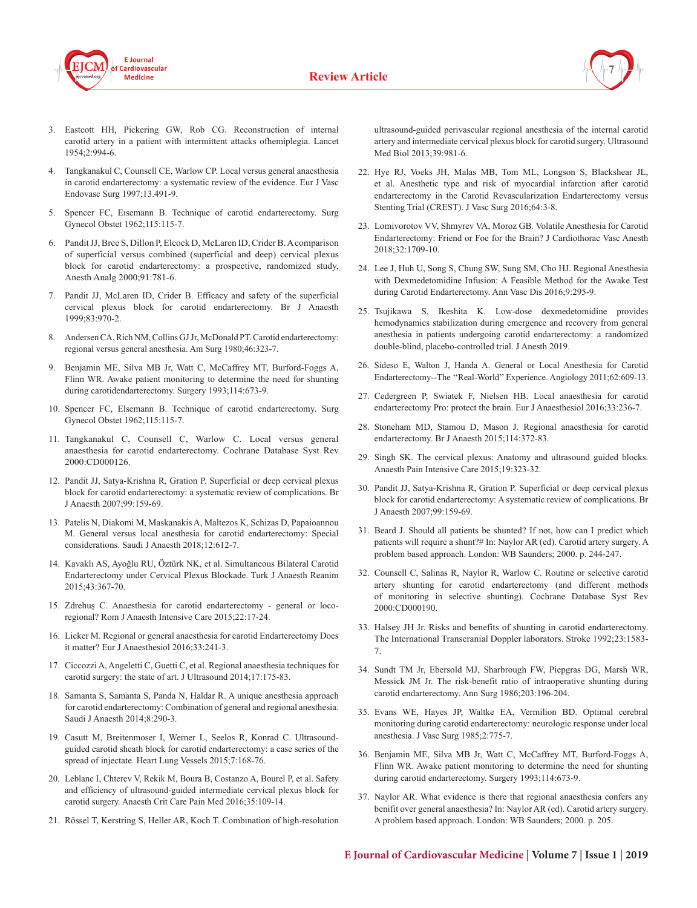3. Eastcott HH, Pickering GW, Rob CG. Reconstruction of internal carotid artery in a patient with intermittent attacks ofhemiplegia. Lancet 1954;2:994-6.

4. Tangkanakul C, Counsell CE, Warlow CP. Local versus general anaesthesia in carotid endarterectomy: a systematic review of the evidence. Eur J Vasc Endovasc Surg 1997;13.491-9.

5. Spencer FC, Eısemann B. Technique of carotid endarterectomy. Surg Gynecol Obstet 1962;115:115-7.

6. Pandit JJ, Bree S, Dillon P, Elcock D, McLaren ID, Crider B. A comparison of superficial versus combined (superficial and deep) cervical plexus block for carotid endarterectomy: a prospective, randomized study, Anesth Analg 2000;91:781-6.

7. Pandit JJ, McLaren ID, Crider B. Efficacy and safety of the superficial cervical plexus block for carotid endarterectomy. Br J Anaesth 1999;83:970-2.

8. Andersen CA, Rich NM, Collins GJ Jr, McDonald PT. Carotid endarterectomy: regional versus general anesthesia. Am Surg 1980;46:323-7.

9. Benjamin ME, Silva MB Jr, Watt C, McCaffrey MT, Burford-Foggs A, Flinn WR. Awake patient monitoring to determine the need for shunting during carotidendarterectomy. Surgery 1993;114:673-9.

10. Spencer FC, Elsemann B. Technique of carotid endarterectomy. Surg Gynecol Obstet 1962;115:115-7.

11. Tangkanakul C, Counsell C, Warlow C. Local versus general anaesthesia for carotid endarterectomy. Cochrane Database Syst Rev 2000:CD000126.

12. Pandit JJ, Satya-Krishna R, Gration P. Superficial or deep cervical plexus block for carotid endarterectomy: a systematic review of complications. Br J Anaesth 2007;99:159-69.

13. Patelis N, Diakomi M, Maskanakis A, Maltezos K, Schizas D, Papaioannou M. General versus local anesthesia for carotid endarterectomy: Special considerations. Saudi J Anaesth 2018;12:612-7.

14. Kavaklı AS, Ayoğlu RU, Öztürk NK, et al. Simultaneous Bilateral Carotid Endarterectomy under Cervical Plexus Blockade. Turk J Anaesth Reanim 2015;43:367-70.

15. Zdrehuş C. Anaesthesia for carotid endarterectomy - general or loco-regional? Rom J Anaesth Intensive Care 2015;22:17-24.

16. Licker M. Regional or general anaesthesia for carotid Endarterectomy Does it matter? Eur J Anaesthesiol 2016;33:241-3.

17. Ciccozzi A, Angeletti C, Guetti C, et al. Regional anaesthesia techniques for carotid surgery: the state of art. J Ultrasound 2014;17:175-83.

18. Samanta S, Samanta S, Panda N, Haldar R. A unique anesthesia approach for carotid endarterectomy: Combination of general and regional anesthesia. Saudi J Anaesth 2014;8:290-3.

19. Casutt M, Breitenmoser I, Werner L, Seelos R, Konrad C. Ultrasound-guided carotid sheath block for carotid endarterectomy: a case series of the spread of injectate. Heart Lung Vessels 2015;7:168-76.

20. Leblanc I, Chterev V, Rekik M, Boura B, Costanzo A, Bourel P, et al. Safety and efficiency of ultrasound-guided intermediate cervical plexus block for carotid surgery. Anaesth Crit Care Pain Med 2016;35:109-14.

21. Rössel T, Kerstring S, Heller AR, Koch T. Combınation of high-resolution ultrasound-guided perivascular regional anesthesia of the internal carotid artery and intermediate cervical plexus block for carotid surgery. Ultrasound Med Biol 2013;39:981-6.

22. Hye RJ, Voeks JH, Malas MB, Tom ML, Longson S, Blackshear JL, et al. Anesthetic type and risk of myocardial infarction after carotid endarterectomy in the Carotid Revascularization Endarterectomy versus Stenting Trial (CREST). J Vasc Surg 2016;64:3-8.

23. Lomivorotov VV, Shmyrev VA, Moroz GB. Volatile Anesthesia for Carotid Endarterectomy: Friend or Foe for the Brain? J Cardiothorac Vasc Anesth 2018;32:1709-10.

24. Lee J, Huh U, Song S, Chung SW, Sung SM, Cho HJ. Regional Anesthesia with Dexmedetomidine Infusion: A Feasible Method for the Awake Test during Carotid Endarterectomy. Ann Vasc Dis 2016;9:295-9.

25. Tsujikawa S, Ikeshita K. Low-dose dexmedetomidine provides hemodynamics stabilization during emergence and recovery from general anesthesia in patients undergoing carotid endarterectomy: a randomized double-blind, placebo-controlled trial. J Anesth 2019.

26. Sideso E, Walton J, Handa A. General or Local Anesthesia for Carotid Endarterectomy--The "Real-World" Experience. Angiology 2011;62:609-13.

27. Cedergreen P, Swiatek F, Nielsen HB. Local anaesthesia for carotid endarterectomy Pro: protect the brain. Eur J Anaesthesiol 2016;33:236-7.

28. Stoneham MD, Stamou D, Mason J. Regional anaesthesia for carotid endarterectomy. Br J Anaesth 2015;114:372-83.

29. Singh SK. The cervical plexus: Anatomy and ultrasound guided blocks. Anaesth Pain Intensive Care 2015;19:323-32.

30. Pandit JJ, Satya-Krishna R, Gration P. Superficial or deep cervical plexus block for carotid endarterectomy: A systematic review of complications. Br J Anaesth 2007;99:159-69.

31. Beard J. Should all patients be shunted? If not, how can I predict which patients will require a shunt?# In: Naylor AR (ed). Carotid artery surgery. A problem based approach. London: WB Saunders; 2000. p. 244-247.

32. Counsell C, Salinas R, Naylor R, Warlow C. Routine or selective carotid artery shunting for carotid endarterectomy (and different methods of monitoring in selective shunting). Cochrane Database Syst Rev 2000:CD000190.

33. Halsey JH Jr. Risks and benefits of shunting in carotid endarterectomy. The International Transcranial Doppler laborators. Stroke 1992;23:1583-7.

34. Sundt TM Jr, Ebersold MJ, Sharbrough FW, Piepgras DG, Marsh WR, Messick JM Jr. The risk-benefit ratio of intraoperative shunting during carotid endarterectomy. Ann Surg 1986;203:196-204.

35. Evans WE, Hayes JP, Waltke EA, Vermilion BD. Optimal cerebral monitoring during carotid endarterectomy: neurologic response under local anesthesia. J Vasc Surg 1985;2:775-7.

36. Benjamin ME, Silva MB Jr, Watt C, McCaffrey MT, Burford-Foggs A, Flinn WR. Awake patient monitoring to determine the need for shunting during carotid endarterectomy. Surgery 1993;114:673-9.

37. Naylor AR. What evidence is there that regional anaesthesia confers any benifit over general anaesthesia? In: Naylor AR (ed). Carotid artery surgery. A problem based approach. London: WB Saunders; 2000. p. 205.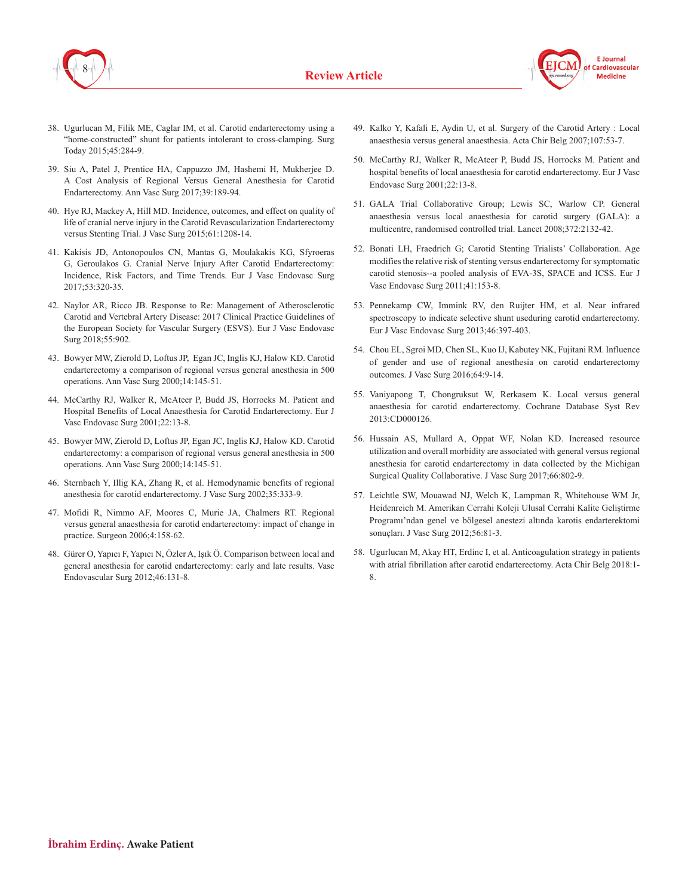38. Ugurlucan M, Filik ME, Caglar IM, et al. Carotid endarterectomy using a "home-constructed" shunt for patients intolerant to cross-clamping. Surg Today 2015;45:284-9.
39. Siu A, Patel J, Prentice HA, Cappuzzo JM, Hashemi H, Mukherjee D. A Cost Analysis of Regional Versus General Anesthesia for Carotid Endarterectomy. Ann Vasc Surg 2017;39:189-94.
40. Hye RJ, Mackey A, Hill MD. Incidence, outcomes, and effect on quality of life of cranial nerve injury in the Carotid Revascularization Endarterectomy versus Stenting Trial. J Vasc Surg 2015;61:1208-14.
41. Kakisis JD, Antonopoulos CN, Mantas G, Moulakakis KG, Sfyroeras G, Geroulakos G. Cranial Nerve Injury After Carotid Endarterectomy: Incidence, Risk Factors, and Time Trends. Eur J Vasc Endovasc Surg 2017;53:320-35.
42. Naylor AR, Ricco JB. Response to Re: Management of Atherosclerotic Carotid and Vertebral Artery Disease: 2017 Clinical Practice Guidelines of the European Society for Vascular Surgery (ESVS). Eur J Vasc Endovasc Surg 2018;55:902.
43. Bowyer MW, Zierold D, Loftus JP, Egan JC, Inglis KJ, Halow KD. Carotid endarterectomy a comparison of regional versus general anesthesia in 500 operations. Ann Vasc Surg 2000;14:145-51.
44. McCarthy RJ, Walker R, McAteer P, Budd JS, Horrocks M. Patient and Hospital Benefits of Local Anaesthesia for Carotid Endarterectomy. Eur J Vasc Endovasc Surg 2001;22:13-8.
45. Bowyer MW, Zierold D, Loftus JP, Egan JC, Inglis KJ, Halow KD. Carotid endarterectomy: a comparison of regional versus general anesthesia in 500 operations. Ann Vasc Surg 2000;14:145-51.
46. Sternbach Y, Illig KA, Zhang R, et al. Hemodynamic benefits of regional anesthesia for carotid endarterectomy. J Vasc Surg 2002;35:333-9.
47. Mofidi R, Nimmo AF, Moores C, Murie JA, Chalmers RT. Regional versus general anaesthesia for carotid endarterectomy: impact of change in practice. Surgeon 2006;4:158-62.
48. Gürer O, Yapıcı F, Yapıcı N, Özler A, Işık Ö. Comparison between local and general anesthesia for carotid endarterectomy: early and late results. Vasc Endovascular Surg 2012;46:131-8.
49. Kalko Y, Kafali E, Aydin U, et al. Surgery of the Carotid Artery : Local anaesthesia versus general anaesthesia. Acta Chir Belg 2007;107:53-7.
50. McCarthy RJ, Walker R, McAteer P, Budd JS, Horrocks M. Patient and hospital benefits of local anaesthesia for carotid endarterectomy. Eur J Vasc Endovasc Surg 2001;22:13-8.
51. GALA Trial Collaborative Group; Lewis SC, Warlow CP. General anaesthesia versus local anaesthesia for carotid surgery (GALA): a multicentre, randomised controlled trial. Lancet 2008;372:2132-42.
52. Bonati LH, Fraedrich G; Carotid Stenting Trialists' Collaboration. Age modifies the relative risk of stenting versus endarterectomy for symptomatic carotid stenosis--a pooled analysis of EVA-3S, SPACE and ICSS. Eur J Vasc Endovasc Surg 2011;41:153-8.
53. Pennekamp CW, Immink RV, den Ruijter HM, et al. Near infrared spectroscopy to indicate selective shunt useduring carotid endarterectomy. Eur J Vasc Endovasc Surg 2013;46:397-403.
54. Chou EL, Sgroi MD, Chen SL, Kuo IJ, Kabutey NK, Fujitani RM. Influence of gender and use of regional anesthesia on carotid endarterectomy outcomes. J Vasc Surg 2016;64:9-14.
55. Vaniyapong T, Chongruksut W, Rerkasem K. Local versus general anaesthesia for carotid endarterectomy. Cochrane Database Syst Rev 2013:CD000126.
56. Hussain AS, Mullard A, Oppat WF, Nolan KD. Increased resource utilization and overall morbidity are associated with general versus regional anesthesia for carotid endarterectomy in data collected by the Michigan Surgical Quality Collaborative. J Vasc Surg 2017;66:802-9.
57. Leichtle SW, Mouawad NJ, Welch K, Lampman R, Whitehouse WM Jr, Heidenreich M. Amerikan Cerrahi Koleji Ulusal Cerrahi Kalite Geliştirme Programı'ndan genel ve bölgesel anestezi altında karotis endarterektomi sonuçları. J Vasc Surg 2012;56:81-3.
58. Ugurlucan M, Akay HT, Erdinc I, et al. Anticoagulation strategy in patients with atrial fibrillation after carotid endarterectomy. Acta Chir Belg 2018:1-8.